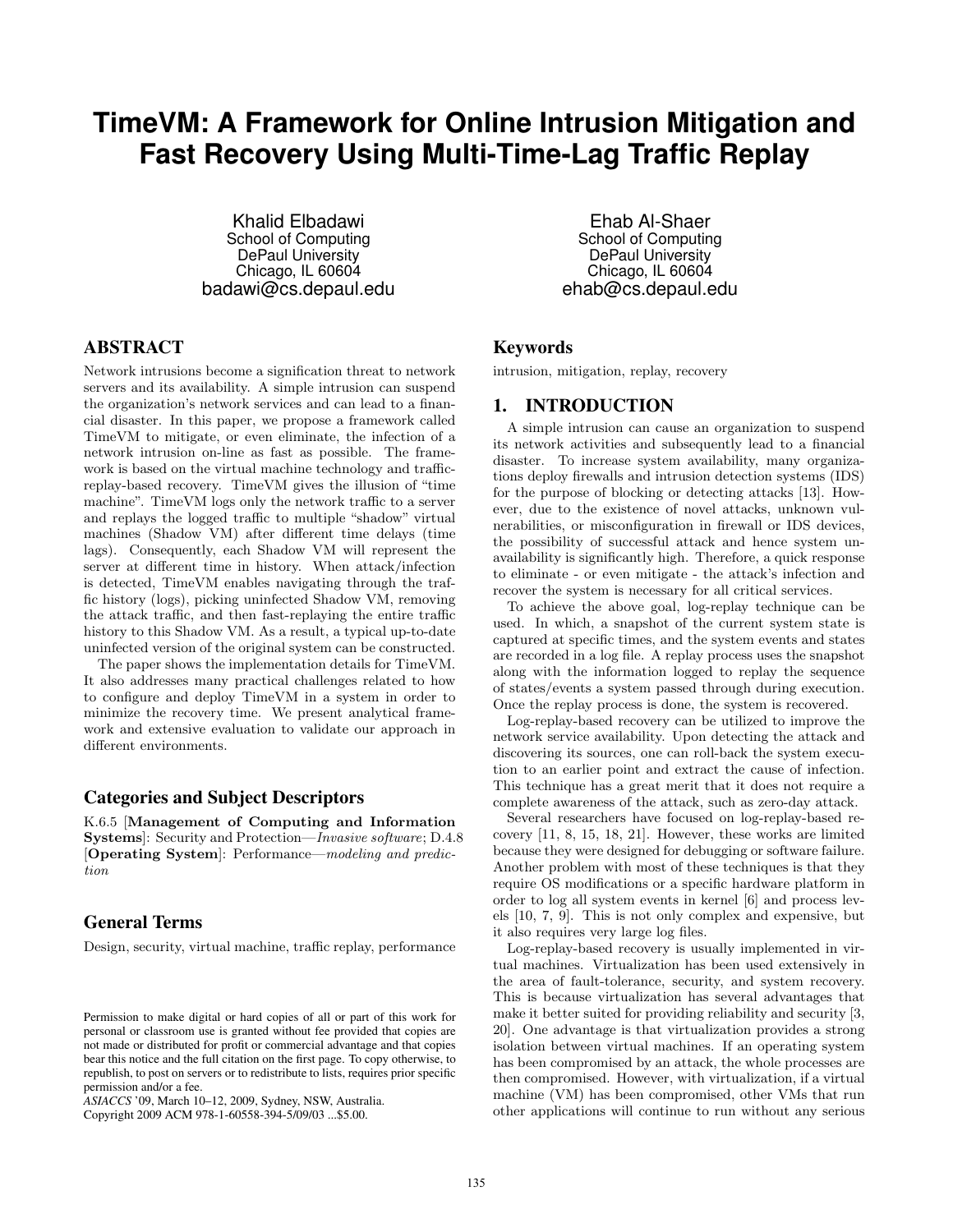# TimeVM: A Framework for Online Intrusion Mitigation and Fast Recovery Using Multi-Time-Lag Traffic Replay

Khalid Elbadawi
School of Computing
DePaul University
Chicago, IL 60604
badawi@cs.depaul.edu

Ehab Al-Shaer
School of Computing
DePaul University
Chicago, IL 60604
ehab@cs.depaul.edu

## ABSTRACT

Network intrusions become a signification threat to network servers and its availability. A simple intrusion can suspend the organization's network services and can lead to a financial disaster. In this paper, we propose a framework called TimeVM to mitigate, or even eliminate, the infection of a network intrusion on-line as fast as possible. The framework is based on the virtual machine technology and traffic-replay-based recovery. TimeVM gives the illusion of "time machine". TimeVM logs only the network traffic to a server and replays the logged traffic to multiple "shadow" virtual machines (Shadow VM) after different time delays (time lags). Consequently, each Shadow VM will represent the server at different time in history. When attack/infection is detected, TimeVM enables navigating through the traffic history (logs), picking uninfected Shadow VM, removing the attack traffic, and then fast-replaying the entire traffic history to this Shadow VM. As a result, a typical up-to-date uninfected version of the original system can be constructed.

The paper shows the implementation details for TimeVM. It also addresses many practical challenges related to how to configure and deploy TimeVM in a system in order to minimize the recovery time. We present analytical framework and extensive evaluation to validate our approach in different environments.

### Categories and Subject Descriptors

K.6.5 [**Management of Computing and Information Systems**]: Security and Protection—*Invasive software*; D.4.8 [**Operating System**]: Performance—*modeling and prediction*

### General Terms

Design, security, virtual machine, traffic replay, performance

Permission to make digital or hard copies of all or part of this work for personal or classroom use is granted without fee provided that copies are not made or distributed for profit or commercial advantage and that copies bear this notice and the full citation on the first page. To copy otherwise, to republish, to post on servers or to redistribute to lists, requires prior specific permission and/or a fee.
*ASIACCS* '09, March 10–12, 2009, Sydney, NSW, Australia.
Copyright 2009 ACM 978-1-60558-394-5/09/03 ...$5.00.

### Keywords

intrusion, mitigation, replay, recovery

## 1. INTRODUCTION

A simple intrusion can cause an organization to suspend its network activities and subsequently lead to a financial disaster. To increase system availability, many organizations deploy firewalls and intrusion detection systems (IDS) for the purpose of blocking or detecting attacks [13]. However, due to the existence of novel attacks, unknown vulnerabilities, or misconfiguration in firewall or IDS devices, the possibility of successful attack and hence system unavailability is significantly high. Therefore, a quick response to eliminate - or even mitigate - the attack's infection and recover the system is necessary for all critical services.

To achieve the above goal, log-replay technique can be used. In which, a snapshot of the current system state is captured at specific times, and the system events and states are recorded in a log file. A replay process uses the snapshot along with the information logged to replay the sequence of states/events a system passed through during execution. Once the replay process is done, the system is recovered.

Log-replay-based recovery can be utilized to improve the network service availability. Upon detecting the attack and discovering its sources, one can roll-back the system execution to an earlier point and extract the cause of infection. This technique has a great merit that it does not require a complete awareness of the attack, such as zero-day attack.

Several researchers have focused on log-replay-based recovery [11, 8, 15, 18, 21]. However, these works are limited because they were designed for debugging or software failure. Another problem with most of these techniques is that they require OS modifications or a specific hardware platform in order to log all system events in kernel [6] and process levels [10, 7, 9]. This is not only complex and expensive, but it also requires very large log files.

Log-replay-based recovery is usually implemented in virtual machines. Virtualization has been used extensively in the area of fault-tolerance, security, and system recovery. This is because virtualization has several advantages that make it better suited for providing reliability and security [3, 20]. One advantage is that virtualization provides a strong isolation between virtual machines. If an operating system has been compromised by an attack, the whole processes are then compromised. However, with virtualization, if a virtual machine (VM) has been compromised, other VMs that run other applications will continue to run without any serious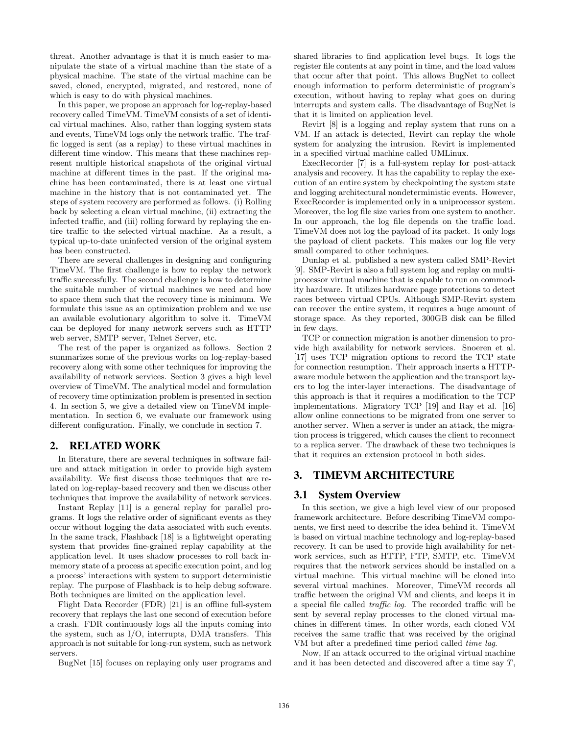threat. Another advantage is that it is much easier to manipulate the state of a virtual machine than the state of a physical machine. The state of the virtual machine can be saved, cloned, encrypted, migrated, and restored, none of which is easy to do with physical machines.

In this paper, we propose an approach for log-replay-based recovery called TimeVM. TimeVM consists of a set of identical virtual machines. Also, rather than logging system stats and events, TimeVM logs only the network traffic. The traffic logged is sent (as a replay) to these virtual machines in different time window. This means that these machines represent multiple historical snapshots of the original virtual machine at different times in the past. If the original machine has been contaminated, there is at least one virtual machine in the history that is not contaminated yet. The steps of system recovery are performed as follows. (i) Rolling back by selecting a clean virtual machine, (ii) extracting the infected traffic, and (iii) rolling forward by replaying the entire traffic to the selected virtual machine. As a result, a typical up-to-date uninfected version of the original system has been constructed.

There are several challenges in designing and configuring TimeVM. The first challenge is how to replay the network traffic successfully. The second challenge is how to determine the suitable number of virtual machines we need and how to space them such that the recovery time is minimum. We formulate this issue as an optimization problem and we use an available evolutionary algorithm to solve it. TimeVM can be deployed for many network servers such as HTTP web server, SMTP server, Telnet Server, etc.

The rest of the paper is organized as follows. Section 2 summarizes some of the previous works on log-replay-based recovery along with some other techniques for improving the availability of network services. Section 3 gives a high level overview of TimeVM. The analytical model and formulation of recovery time optimization problem is presented in section 4. In section 5, we give a detailed view on TimeVM implementation. In section 6, we evaluate our framework using different configuration. Finally, we conclude in section 7.

## 2. RELATED WORK

In literature, there are several techniques in software failure and attack mitigation in order to provide high system availability. We first discuss those techniques that are related on log-replay-based recovery and then we discuss other techniques that improve the availability of network services.

Instant Replay [11] is a general replay for parallel programs. It logs the relative order of significant events as they occur without logging the data associated with such events. In the same track, Flashback [18] is a lightweight operating system that provides fine-grained replay capability at the application level. It uses shadow processes to roll back in-memory state of a process at specific execution point, and log a process' interactions with system to support deterministic replay. The purpose of Flashback is to help debug software. Both techniques are limited on the application level.

Flight Data Recorder (FDR) [21] is an offline full-system recovery that replays the last one second of execution before a crash. FDR continuously logs all the inputs coming into the system, such as I/O, interrupts, DMA transfers. This approach is not suitable for long-run system, such as network servers.

BugNet [15] focuses on replaying only user programs and shared libraries to find application level bugs. It logs the register file contents at any point in time, and the load values that occur after that point. This allows BugNet to collect enough information to perform deterministic of program's execution, without having to replay what goes on during interrupts and system calls. The disadvantage of BugNet is that it is limited on application level.

Revirt [8] is a logging and replay system that runs on a VM. If an attack is detected, Revirt can replay the whole system for analyzing the intrusion. Revirt is implemented in a specified virtual machine called UMLinux.

ExecRecorder [7] is a full-system replay for post-attack analysis and recovery. It has the capability to replay the execution of an entire system by checkpointing the system state and logging architectural nondeterministic events. However, ExecRecorder is implemented only in a uniprocessor system. Moreover, the log file size varies from one system to another. In our approach, the log file depends on the traffic load. TimeVM does not log the payload of its packet. It only logs the payload of client packets. This makes our log file very small compared to other techniques.

Dunlap et al. published a new system called SMP-Revirt [9]. SMP-Revirt is also a full system log and replay on multiprocessor virtual machine that is capable to run on commodity hardware. It utilizes hardware page protections to detect races between virtual CPUs. Although SMP-Revirt system can recover the entire system, it requires a huge amount of storage space. As they reported, 300GB disk can be filled in few days.

TCP or connection migration is another dimension to provide high availability for network services. Snoeren et al. [17] uses TCP migration options to record the TCP state for connection resumption. Their approach inserts a HTTP-aware module between the application and the transport layers to log the inter-layer interactions. The disadvantage of this approach is that it requires a modification to the TCP implementations. Migratory TCP [19] and Ray et al. [16] allow online connections to be migrated from one server to another server. When a server is under an attack, the migration process is triggered, which causes the client to reconnect to a replica server. The drawback of these two techniques is that it requires an extension protocol in both sides.

## 3. TIMEVM ARCHITECTURE

### 3.1 System Overview

In this section, we give a high level view of our proposed framework architecture. Before describing TimeVM components, we first need to describe the idea behind it. TimeVM is based on virtual machine technology and log-replay-based recovery. It can be used to provide high availability for network services, such as HTTP, FTP, SMTP, etc. TimeVM requires that the network services should be installed on a virtual machine. This virtual machine will be cloned into several virtual machines. Moreover, TimeVM records all traffic between the original VM and clients, and keeps it in a special file called *traffic log*. The recorded traffic will be sent by several replay processes to the cloned virtual machines in different times. In other words, each cloned VM receives the same traffic that was received by the original VM but after a predefined time period called *time lag*.

Now, If an attack occurred to the original virtual machine and it has been detected and discovered after a time say $T$,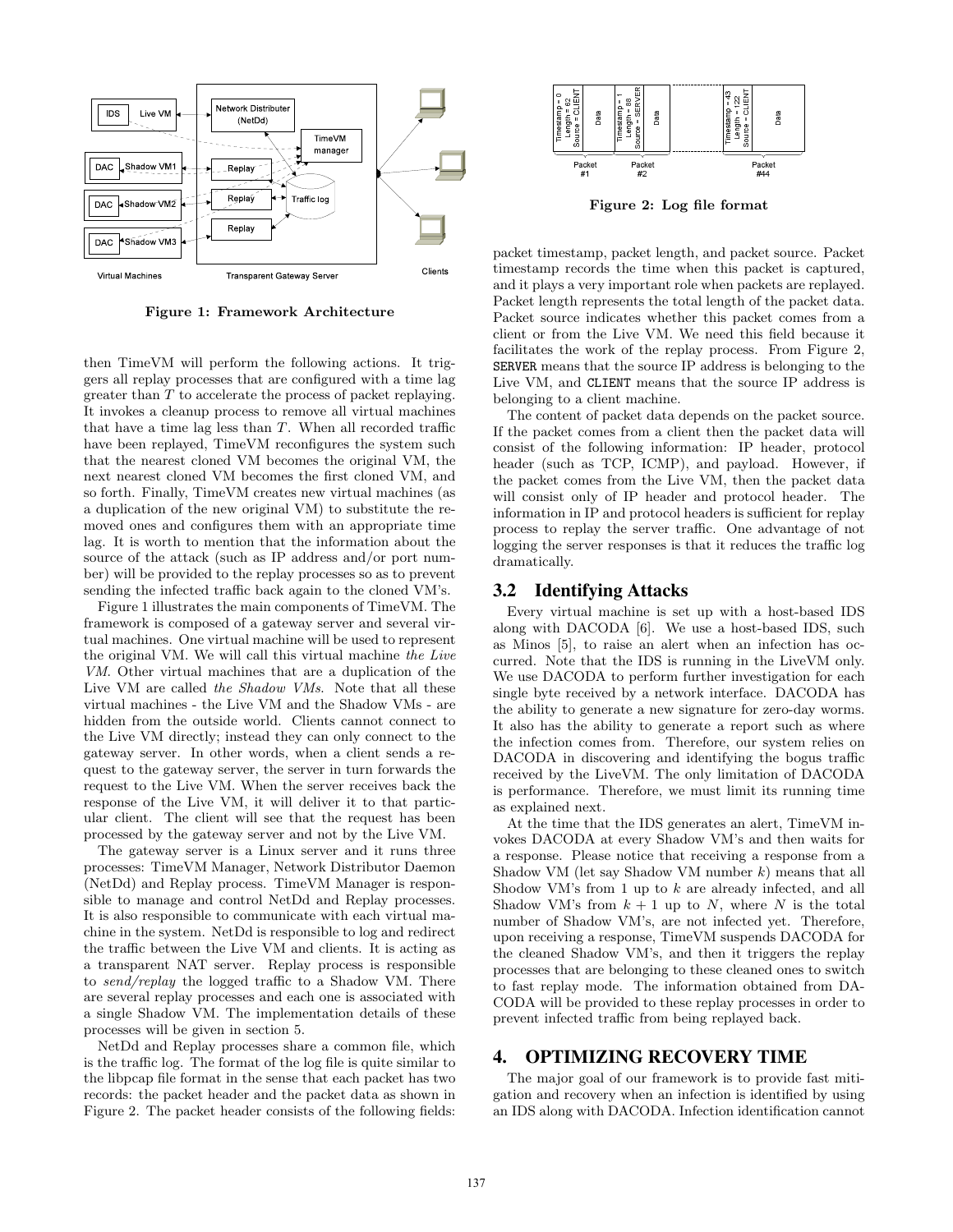Virtual Machines

Transparent Gateway Server

Clients

IDS

Live VM

Network Distributer (NetDd)

TimeVM manager

DAC

Shadow VM1

Replay

DAC

Shadow VM2

Replay

Traffic log

DAC

Shadow VM3

Replay

**Figure 1: Framework Architecture**

then TimeVM will perform the following actions. It triggers all replay processes that are configured with a time lag greater than $T$ to accelerate the process of packet replaying. It invokes a cleanup process to remove all virtual machines that have a time lag less than $T$. When all recorded traffic have been replayed, TimeVM reconfigures the system such that the nearest cloned VM becomes the original VM, the next nearest cloned VM becomes the first cloned VM, and so forth. Finally, TimeVM creates new virtual machines (as a duplication of the new original VM) to substitute the removed ones and configures them with an appropriate time lag. It is worth to mention that the information about the source of the attack (such as IP address and/or port number) will be provided to the replay processes so as to prevent sending the infected traffic back again to the cloned VM's.

Figure 1 illustrates the main components of TimeVM. The framework is composed of a gateway server and several virtual machines. One virtual machine will be used to represent the original VM. We will call this virtual machine *the Live VM*. Other virtual machines that are a duplication of the Live VM are called *the Shadow VMs*. Note that all these virtual machines - the Live VM and the Shadow VMs - are hidden from the outside world. Clients cannot connect to the Live VM directly; instead they can only connect to the gateway server. In other words, when a client sends a request to the gateway server, the server in turn forwards the request to the Live VM. When the server receives back the response of the Live VM, it will deliver it to that particular client. The client will see that the request has been processed by the gateway server and not by the Live VM.

The gateway server is a Linux server and it runs three processes: TimeVM Manager, Network Distributor Daemon (NetDd) and Replay process. TimeVM Manager is responsible to manage and control NetDd and Replay processes. It is also responsible to communicate with each virtual machine in the system. NetDd is responsible to log and redirect the traffic between the Live VM and clients. It is acting as a transparent NAT server. Replay process is responsible to *send/replay* the logged traffic to a Shadow VM. There are several replay processes and each one is associated with a single Shadow VM. The implementation details of these processes will be given in section 5.

NetDd and Replay processes share a common file, which is the traffic log. The format of the log file is quite similar to the libpcap file format in the sense that each packet has two records: the packet header and the packet data as shown in Figure 2. The packet header consists of the following fields:

Timestamp = 0
Length = 62
Source = CLIENT

Data

Timestamp = 1
Length = 88
Source = SERVER

Data

Timestamp = 43
Length = 122
Source = CLIENT

Data

Packet #1

Packet #2

Packet #44

**Figure 2: Log file format**

packet timestamp, packet length, and packet source. Packet timestamp records the time when this packet is captured, and it plays a very important role when packets are replayed. Packet length represents the total length of the packet data. Packet source indicates whether this packet comes from a client or from the Live VM. We need this field because it facilitates the work of the replay process. From Figure 2, SERVER means that the source IP address is belonging to the Live VM, and CLIENT means that the source IP address is belonging to a client machine.

The content of packet data depends on the packet source. If the packet comes from a client then the packet data will consist of the following information: IP header, protocol header (such as TCP, ICMP), and payload. However, if the packet comes from the Live VM, then the packet data will consist only of IP header and protocol header. The information in IP and protocol headers is sufficient for replay process to replay the server traffic. One advantage of not logging the server responses is that it reduces the traffic log dramatically.

## 3.2 Identifying Attacks

Every virtual machine is set up with a host-based IDS along with DACODA [6]. We use a host-based IDS, such as Minos [5], to raise an alert when an infection has occurred. Note that the IDS is running in the LiveVM only. We use DACODA to perform further investigation for each single byte received by a network interface. DACODA has the ability to generate a new signature for zero-day worms. It also has the ability to generate a report such as where the infection comes from. Therefore, our system relies on DACODA in discovering and identifying the bogus traffic received by the LiveVM. The only limitation of DACODA is performance. Therefore, we must limit its running time as explained next.

At the time that the IDS generates an alert, TimeVM invokes DACODA at every Shadow VM's and then waits for a response. Please notice that receiving a response from a Shadow VM (let say Shadow VM number $k$) means that all Shodow VM's from 1 up to $k$ are already infected, and all Shadow VM's from $k+1$ up to $N$, where $N$ is the total number of Shadow VM's, are not infected yet. Therefore, upon receiving a response, TimeVM suspends DACODA for the cleaned Shadow VM's, and then it triggers the replay processes that are belonging to these cleaned ones to switch to fast replay mode. The information obtained from DACODA will be provided to these replay processes in order to prevent infected traffic from being replayed back.

# 4. OPTIMIZING RECOVERY TIME

The major goal of our framework is to provide fast mitigation and recovery when an infection is identified by using an IDS along with DACODA. Infection identification cannot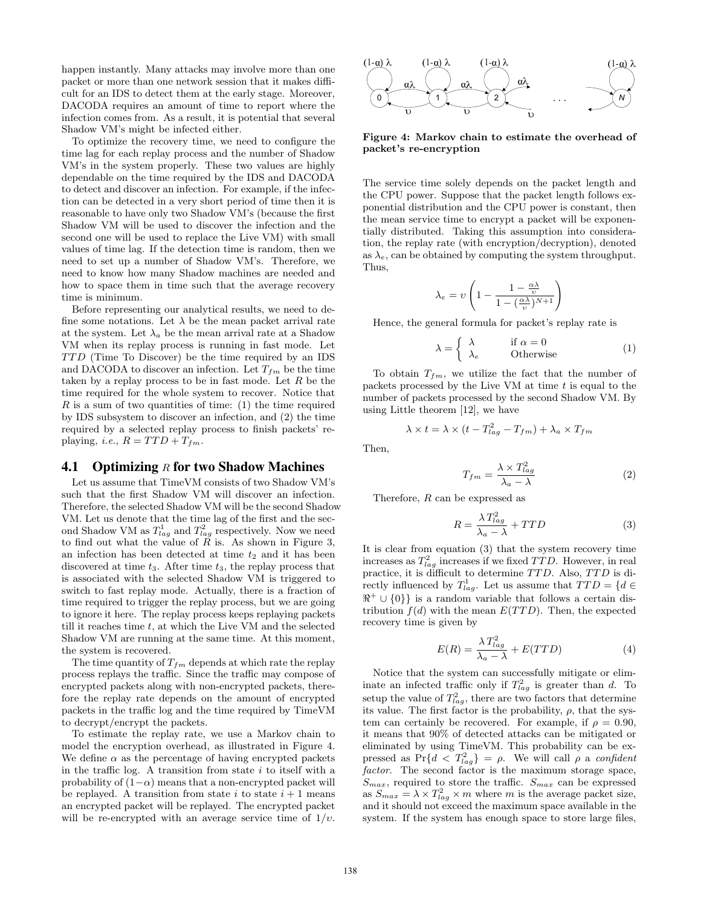happen instantly. Many attacks may involve more than one packet or more than one network session that it makes difficult for an IDS to detect them at the early stage. Moreover, DACODA requires an amount of time to report where the infection comes from. As a result, it is potential that several Shadow VM's might be infected either.

To optimize the recovery time, we need to configure the time lag for each replay process and the number of Shadow VM's in the system properly. These two values are highly dependable on the time required by the IDS and DACODA to detect and discover an infection. For example, if the infection can be detected in a very short period of time then it is reasonable to have only two Shadow VM's (because the first Shadow VM will be used to discover the infection and the second one will be used to replace the Live VM) with small values of time lag. If the detection time is random, then we need to set up a number of Shadow VM's. Therefore, we need to know how many Shadow machines are needed and how to space them in time such that the average recovery time is minimum.

Before representing our analytical results, we need to define some notations. Let $\lambda$ be the mean packet arrival rate at the system. Let $\lambda_a$ be the mean arrival rate at a Shadow VM when its replay process is running in fast mode. Let $TTD$ (Time To Discover) be the time required by an IDS and DACODA to discover an infection. Let $T_{fm}$ be the time taken by a replay process to be in fast mode. Let $R$ be the time required for the whole system to recover. Notice that $R$ is a sum of two quantities of time: (1) the time required by IDS subsystem to discover an infection, and (2) the time required by a selected replay process to finish packets' replaying, *i.e.*, $R = TTD + T_{fm}$.

## 4.1 Optimizing $R$ for two Shadow Machines

Let us assume that TimeVM consists of two Shadow VM's such that the first Shadow VM will discover an infection. Therefore, the selected Shadow VM will be the second Shadow VM. Let us denote that the time lag of the first and the second Shadow VM as $T^1_{lag}$ and $T^2_{lag}$ respectively. Now we need to find out what the value of $R$ is. As shown in Figure 3, an infection has been detected at time $t_2$ and it has been discovered at time $t_3$. After time $t_3$, the replay process that is associated with the selected Shadow VM is triggered to switch to fast replay mode. Actually, there is a fraction of time required to trigger the replay process, but we are going to ignore it here. The replay process keeps replaying packets till it reaches time $t$, at which the Live VM and the selected Shadow VM are running at the same time. At this moment, the system is recovered.

The time quantity of $T_{fm}$ depends at which rate the replay process replays the traffic. Since the traffic may compose of encrypted packets along with non-encrypted packets, therefore the replay rate depends on the amount of encrypted packets in the traffic log and the time required by TimeVM to decrypt/encrypt the packets.

To estimate the replay rate, we use a Markov chain to model the encryption overhead, as illustrated in Figure 4. We define $\alpha$ as the percentage of having encrypted packets in the traffic log. A transition from state $i$ to itself with a probability of $(1-\alpha)$ means that a non-encrypted packet will be replayed. A transition from state $i$ to state $i+1$ means an encrypted packet will be replayed. The encrypted packet will be re-encrypted with an average service time of $1/\upsilon$.

**Figure 4: Markov chain to estimate the overhead of packet's re-encryption**

The service time solely depends on the packet length and the CPU power. Suppose that the packet length follows exponential distribution and the CPU power is constant, then the mean service time to encrypt a packet will be exponentially distributed. Taking this assumption into consideration, the replay rate (with encryption/decryption), denoted as $\lambda_e$, can be obtained by computing the system throughput. Thus,

$$\lambda_e = \upsilon \left( 1 - \frac{1 - \frac{\alpha\lambda}{\upsilon}}{1 - (\frac{\alpha\lambda}{\upsilon})^{N+1}} \right)$$

Hence, the general formula for packet's replay rate is

$$\lambda = \begin{cases} \lambda & \text{if } \alpha = 0 \\ \lambda_e & \text{Otherwise} \end{cases} \tag{1}$$

To obtain $T_{fm}$, we utilize the fact that the number of packets processed by the Live VM at time $t$ is equal to the number of packets processed by the second Shadow VM. By using Little theorem [12], we have

$$\lambda \times t = \lambda \times (t - T^2_{lag} - T_{fm}) + \lambda_a \times T_{fm}$$

Then,

$$T_{fm} = \frac{\lambda \times T^2_{lag}}{\lambda_a - \lambda} \tag{2}$$

Therefore, $R$ can be expressed as

$$R = \frac{\lambda T^2_{lag}}{\lambda_a - \lambda} + TTD \tag{3}$$

It is clear from equation (3) that the system recovery time increases as $T^2_{lag}$ increases if we fixed $TTD$. However, in real practice, it is difficult to determine $TTD$. Also, $TTD$ is directly influenced by $T^1_{lag}$. Let us assume that $TTD = \{d \in \Re^+ \cup \{0\}\}$ is a random variable that follows a certain distribution $f(d)$ with the mean $E(TTD)$. Then, the expected recovery time is given by

$$E(R) = \frac{\lambda T^2_{lag}}{\lambda_a - \lambda} + E(TTD) \tag{4}$$

Notice that the system can successfully mitigate or eliminate an infected traffic only if $T^2_{lag}$ is greater than $d$. To setup the value of $T^2_{lag}$, there are two factors that determine its value. The first factor is the probability, $\rho$, that the system can certainly be recovered. For example, if $\rho = 0.90$, it means that 90% of detected attacks can be mitigated or eliminated by using TimeVM. This probability can be expressed as $\Pr\{d < T^2_{lag}\} = \rho$. We will call $\rho$ a *confident factor*. The second factor is the maximum storage space, $S_{max}$, required to store the traffic. $S_{max}$ can be expressed as $S_{max} = \lambda \times T^2_{lag} \times m$ where $m$ is the average packet size, and it should not exceed the maximum space available in the system. If the system has enough space to store large files,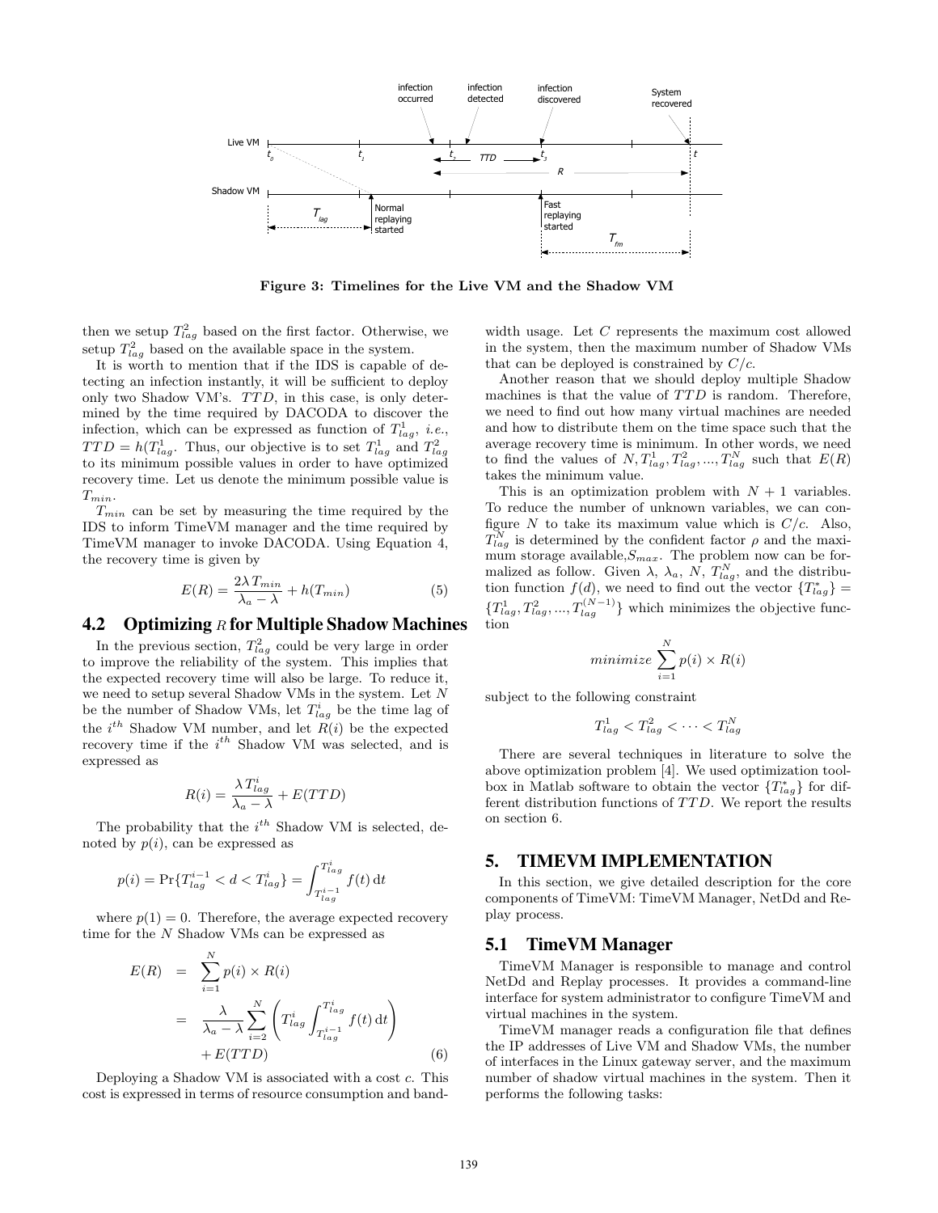Figure 3: Timelines for the Live VM and the Shadow VM

then we setup $T^2_{lag}$ based on the first factor. Otherwise, we setup $T^2_{lag}$ based on the available space in the system.

It is worth to mention that if the IDS is capable of detecting an infection instantly, it will be sufficient to deploy only two Shadow VM's. $TTD$, in this case, is only determined by the time required by DACODA to discover the infection, which can be expressed as function of $T^1_{lag}$, *i.e.*, $TTD = h(T^1_{lag}$. Thus, our objective is to set $T^1_{lag}$ and $T^2_{lag}$ to its minimum possible values in order to have optimized recovery time. Let us denote the minimum possible value is $T_{min}$.

$T_{min}$ can be set by measuring the time required by the IDS to inform TimeVM manager and the time required by TimeVM manager to invoke DACODA. Using Equation 4, the recovery time is given by

$$E(R) = \frac{2\lambda T_{min}}{\lambda_a - \lambda} + h(T_{min}) \quad (5)$$

## 4.2 Optimizing $R$ for Multiple Shadow Machines

In the previous section, $T^2_{lag}$ could be very large in order to improve the reliability of the system. This implies that the expected recovery time will also be large. To reduce it, we need to setup several Shadow VMs in the system. Let $N$ be the number of Shadow VMs, let $T^i_{lag}$ be the time lag of the $i^{th}$ Shadow VM number, and let $R(i)$ be the expected recovery time if the $i^{th}$ Shadow VM was selected, and is expressed as

$$R(i) = \frac{\lambda T^i_{lag}}{\lambda_a - \lambda} + E(TTD)$$

The probability that the $i^{th}$ Shadow VM is selected, denoted by $p(i)$, can be expressed as

$$p(i) = \Pr\{T^{i-1}_{lag} < d < T^i_{lag}\} = \int_{T^{i-1}_{lag}}^{T^i_{lag}} f(t)\,\mathrm{d}t$$

where $p(1) = 0$. Therefore, the average expected recovery time for the $N$ Shadow VMs can be expressed as

$$\begin{aligned} E(R) &= \sum_{i=1}^{N} p(i) \times R(i) \\ &= \frac{\lambda}{\lambda_a - \lambda} \sum_{i=2}^{N} \left( T^i_{lag} \int_{T^{i-1}_{lag}}^{T^i_{lag}} f(t)\,\mathrm{d}t \right) \\ &\quad + E(TTD) \end{aligned} \quad (6)$$

Deploying a Shadow VM is associated with a cost $c$. This cost is expressed in terms of resource consumption and bandwidth usage. Let $C$ represents the maximum cost allowed in the system, then the maximum number of Shadow VMs that can be deployed is constrained by $C/c$.

Another reason that we should deploy multiple Shadow machines is that the value of $TTD$ is random. Therefore, we need to find out how many virtual machines are needed and how to distribute them on the time space such that the average recovery time is minimum. In other words, we need to find the values of $N, T^1_{lag}, T^2_{lag}, ..., T^N_{lag}$ such that $E(R)$ takes the minimum value.

This is an optimization problem with $N + 1$ variables. To reduce the number of unknown variables, we can configure $N$ to take its maximum value which is $C/c$. Also, $T^N_{lag}$ is determined by the confident factor $\rho$ and the maximum storage available,$S_{max}$. The problem now can be formalized as follow. Given $\lambda$, $\lambda_a$, $N$, $T^N_{lag}$, and the distribution function $f(d)$, we need to find out the vector $\{T^*_{lag}\} = \{T^1_{lag}, T^2_{lag}, ..., T^{(N-1)}_{lag}\}$ which minimizes the objective function

$$minimize \sum_{i=1}^{N} p(i) \times R(i)$$

subject to the following constraint

$$T^1_{lag} < T^2_{lag} < \cdots < T^N_{lag}$$

There are several techniques in literature to solve the above optimization problem [4]. We used optimization toolbox in Matlab software to obtain the vector $\{T^*_{lag}\}$ for different distribution functions of $TTD$. We report the results on section 6.

# 5. TIMEVM IMPLEMENTATION

In this section, we give detailed description for the core components of TimeVM: TimeVM Manager, NetDd and Replay process.

## 5.1 TimeVM Manager

TimeVM Manager is responsible to manage and control NetDd and Replay processes. It provides a command-line interface for system administrator to configure TimeVM and virtual machines in the system.

TimeVM manager reads a configuration file that defines the IP addresses of Live VM and Shadow VMs, the number of interfaces in the Linux gateway server, and the maximum number of shadow virtual machines in the system. Then it performs the following tasks: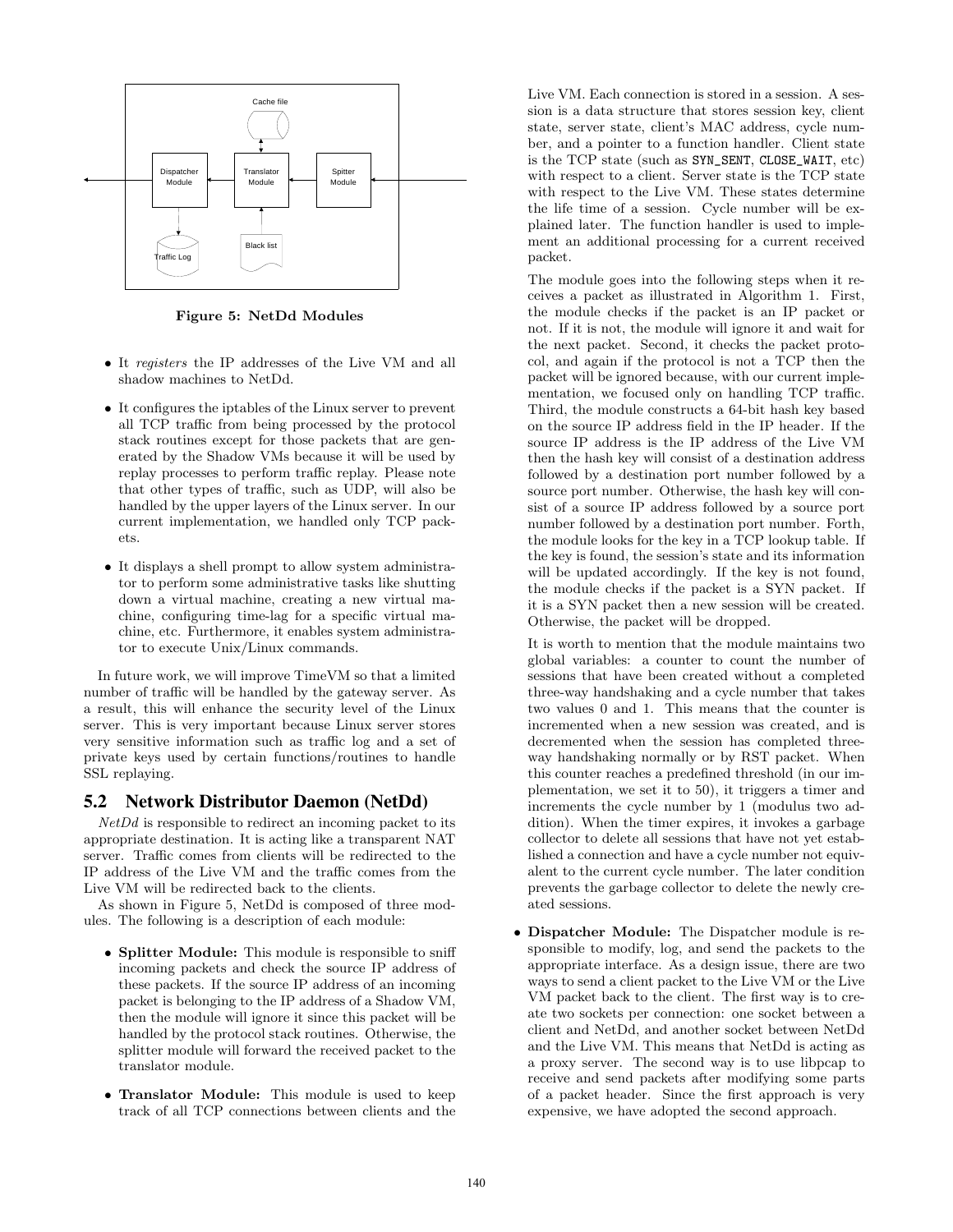Figure 5: NetDd Modules

- It *registers* the IP addresses of the Live VM and all shadow machines to NetDd.
- It configures the iptables of the Linux server to prevent all TCP traffic from being processed by the protocol stack routines except for those packets that are generated by the Shadow VMs because it will be used by replay processes to perform traffic replay. Please note that other types of traffic, such as UDP, will also be handled by the upper layers of the Linux server. In our current implementation, we handled only TCP packets.
- It displays a shell prompt to allow system administrator to perform some administrative tasks like shutting down a virtual machine, creating a new virtual machine, configuring time-lag for a specific virtual machine, etc. Furthermore, it enables system administrator to execute Unix/Linux commands.

In future work, we will improve TimeVM so that a limited number of traffic will be handled by the gateway server. As a result, this will enhance the security level of the Linux server. This is very important because Linux server stores very sensitive information such as traffic log and a set of private keys used by certain functions/routines to handle SSL replaying.

## 5.2 Network Distributor Daemon (NetDd)

*NetDd* is responsible to redirect an incoming packet to its appropriate destination. It is acting like a transparent NAT server. Traffic comes from clients will be redirected to the IP address of the Live VM and the traffic comes from the Live VM will be redirected back to the clients.

As shown in Figure 5, NetDd is composed of three modules. The following is a description of each module:

- **Splitter Module:** This module is responsible to sniff incoming packets and check the source IP address of these packets. If the source IP address of an incoming packet is belonging to the IP address of a Shadow VM, then the module will ignore it since this packet will be handled by the protocol stack routines. Otherwise, the splitter module will forward the received packet to the translator module.
- **Translator Module:** This module is used to keep track of all TCP connections between clients and the Live VM. Each connection is stored in a session. A session is a data structure that stores session key, client state, server state, client's MAC address, cycle number, and a pointer to a function handler. Client state is the TCP state (such as `SYN_SENT`, `CLOSE_WAIT`, etc) with respect to a client. Server state is the TCP state with respect to the Live VM. These states determine the life time of a session. Cycle number will be explained later. The function handler is used to implement an additional processing for a current received packet.

  The module goes into the following steps when it receives a packet as illustrated in Algorithm 1. First, the module checks if the packet is an IP packet or not. If it is not, the module will ignore it and wait for the next packet. Second, it checks the packet protocol, and again if the protocol is not a TCP then the packet will be ignored because, with our current implementation, we focused only on handling TCP traffic. Third, the module constructs a 64-bit hash key based on the source IP address field in the IP header. If the source IP address is the IP address of the Live VM then the hash key will consist of a destination address followed by a destination port number followed by a source port number. Otherwise, the hash key will consist of a source IP address followed by a source port number followed by a destination port number. Forth, the module looks for the key in a TCP lookup table. If the key is found, the session's state and its information will be updated accordingly. If the key is not found, the module checks if the packet is a SYN packet. If it is a SYN packet then a new session will be created. Otherwise, the packet will be dropped.

  It is worth to mention that the module maintains two global variables: a counter to count the number of sessions that have been created without a completed three-way handshaking and a cycle number that takes two values 0 and 1. This means that the counter is incremented when a new session was created, and is decremented when the session has completed three-way handshaking normally or by RST packet. When this counter reaches a predefined threshold (in our implementation, we set it to 50), it triggers a timer and increments the cycle number by 1 (modulus two addition). When the timer expires, it invokes a garbage collector to delete all sessions that have not yet established a connection and have a cycle number not equivalent to the current cycle number. The later condition prevents the garbage collector to delete the newly created sessions.
- **Dispatcher Module:** The Dispatcher module is responsible to modify, log, and send the packets to the appropriate interface. As a design issue, there are two ways to send a client packet to the Live VM or the Live VM packet back to the client. The first way is to create two sockets per connection: one socket between a client and NetDd, and another socket between NetDd and the Live VM. This means that NetDd is acting as a proxy server. The second way is to use libpcap to receive and send packets after modifying some parts of a packet header. Since the first approach is very expensive, we have adopted the second approach.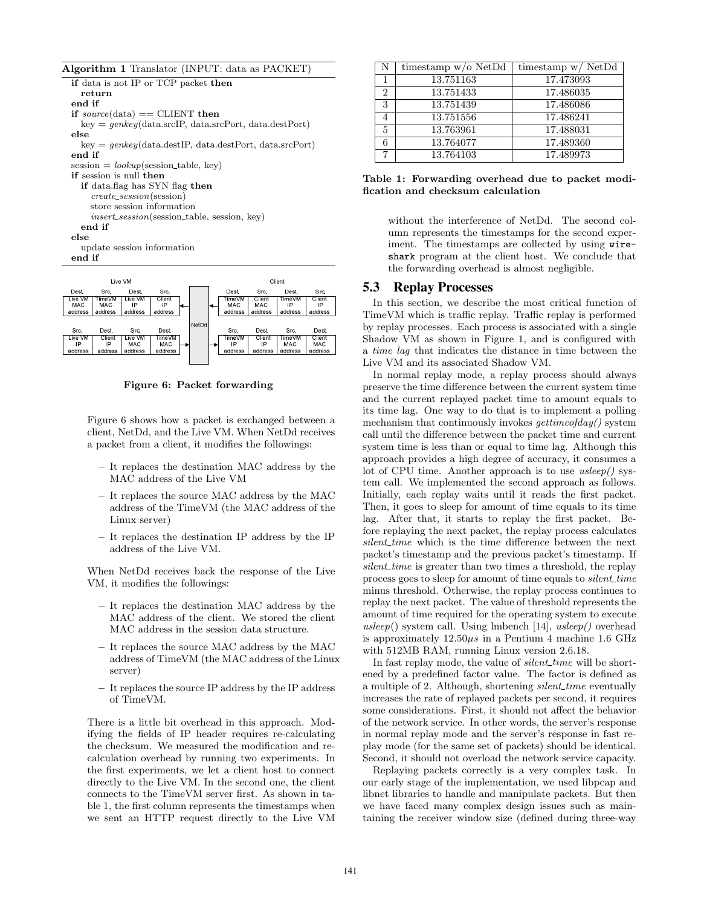**Algorithm 1** Translator (INPUT: data as PACKET)

```
if data is not IP or TCP packet then
  return
end if
if source(data) == CLIENT then
  key = genkey(data.srcIP, data.srcPort, data.destPort)
else
  key = genkey(data.destIP, data.destPort, data.srcPort)
end if
session = lookup(session_table, key)
if session is null then
  if data.flag has SYN flag then
    create_session(session)
    store session information
    insert_session(session_table, session, key)
  end if
else
  update session information
end if
```

**Figure 6: Packet forwarding**

Figure 6 shows how a packet is exchanged between a client, NetDd, and the Live VM. When NetDd receives a packet from a client, it modifies the followings:

- It replaces the destination MAC address by the MAC address of the Live VM
- It replaces the source MAC address by the MAC address of the TimeVM (the MAC address of the Linux server)
- It replaces the destination IP address by the IP address of the Live VM.

When NetDd receives back the response of the Live VM, it modifies the followings:

- It replaces the destination MAC address by the MAC address of the client. We stored the client MAC address in the session data structure.
- It replaces the source MAC address by the MAC address of TimeVM (the MAC address of the Linux server)
- It replaces the source IP address by the IP address of TimeVM.

There is a little bit overhead in this approach. Modifying the fields of IP header requires re-calculating the checksum. We measured the modification and re-calculation overhead by running two experiments. In the first experiments, we let a client host to connect directly to the Live VM. In the second one, the client connects to the TimeVM server first. As shown in table 1, the first column represents the timestamps when we sent an HTTP request directly to the Live VM without the interference of NetDd. The second column represents the timestamps for the second experiment. The timestamps are collected by using `wireshark` program at the client host. We conclude that the forwarding overhead is almost negligible.

| N | timestamp w/o NetDd | timestamp w/ NetDd |
|---|---|---|
| 1 | 13.751163 | 17.473093 |
| 2 | 13.751433 | 17.486035 |
| 3 | 13.751439 | 17.486086 |
| 4 | 13.751556 | 17.486241 |
| 5 | 13.763961 | 17.488031 |
| 6 | 13.764077 | 17.489360 |
| 7 | 13.764103 | 17.489973 |

**Table 1: Forwarding overhead due to packet modification and checksum calculation**

## 5.3 Replay Processes

In this section, we describe the most critical function of TimeVM which is traffic replay. Traffic replay is performed by replay processes. Each process is associated with a single Shadow VM as shown in Figure 1, and is configured with a *time lag* that indicates the distance in time between the Live VM and its associated Shadow VM.

In normal replay mode, a replay process should always preserve the time difference between the current system time and the current replayed packet time to amount equals to its time lag. One way to do that is to implement a polling mechanism that continuously invokes *gettimeofday()* system call until the difference between the packet time and current system time is less than or equal to time lag. Although this approach provides a high degree of accuracy, it consumes a lot of CPU time. Another approach is to use *usleep()* system call. We implemented the second approach as follows. Initially, each replay waits until it reads the first packet. Then, it goes to sleep for amount of time equals to its time lag. After that, it starts to replay the first packet. Before replaying the next packet, the replay process calculates *silent_time* which is the time difference between the next packet's timestamp and the previous packet's timestamp. If *silent_time* is greater than two times a threshold, the replay process goes to sleep for amount of time equals to *silent_time* minus threshold. Otherwise, the replay process continues to replay the next packet. The value of threshold represents the amount of time required for the operating system to execute *usleep*() system call. Using lmbench [14], *usleep()* overhead is approximately $12.50\mu s$ in a Pentium 4 machine 1.6 GHz with 512MB RAM, running Linux version 2.6.18.

In fast replay mode, the value of *silent_time* will be shortened by a predefined factor value. The factor is defined as a multiple of 2. Although, shortening *silent_time* eventually increases the rate of replayed packets per second, it requires some considerations. First, it should not affect the behavior of the network service. In other words, the server's response in normal replay mode and the server's response in fast replay mode (for the same set of packets) should be identical. Second, it should not overload the network service capacity.

Replaying packets correctly is a very complex task. In our early stage of the implementation, we used libpcap and libnet libraries to handle and manipulate packets. But then we have faced many complex design issues such as maintaining the receiver window size (defined during three-way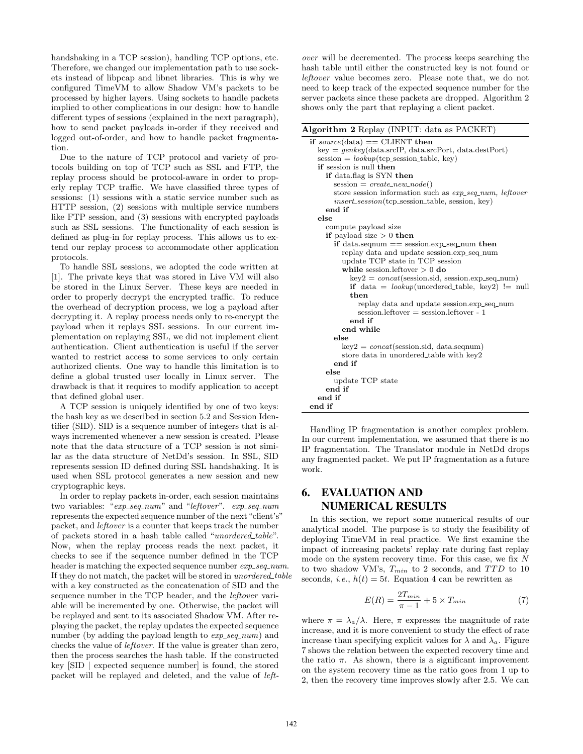handshaking in a TCP session), handling TCP options, etc. Therefore, we changed our implementation path to use sockets instead of libpcap and libnet libraries. This is why we configured TimeVM to allow Shadow VM's packets to be processed by higher layers. Using sockets to handle packets implied to other complications in our design: how to handle different types of sessions (explained in the next paragraph), how to send packet payloads in-order if they received and logged out-of-order, and how to handle packet fragmentation.

Due to the nature of TCP protocol and variety of protocols building on top of TCP such as SSL and FTP, the replay process should be protocol-aware in order to properly replay TCP traffic. We have classified three types of sessions: (1) sessions with a static service number such as HTTP session, (2) sessions with multiple service numbers like FTP session, and (3) sessions with encrypted payloads such as SSL sessions. The functionality of each session is defined as plug-in for replay process. This allows us to extend our replay process to accommodate other application protocols.

To handle SSL sessions, we adopted the code written at [1]. The private keys that was stored in Live VM will also be stored in the Linux Server. These keys are needed in order to properly decrypt the encrypted traffic. To reduce the overhead of decryption process, we log a payload after decrypting it. A replay process needs only to re-encrypt the payload when it replays SSL sessions. In our current implementation on replaying SSL, we did not implement client authentication. Client authentication is useful if the server wanted to restrict access to some services to only certain authorized clients. One way to handle this limitation is to define a global trusted user locally in Linux server. The drawback is that it requires to modify application to accept that defined global user.

A TCP session is uniquely identified by one of two keys: the hash key as we described in section 5.2 and Session Identifier (SID). SID is a sequence number of integers that is always incremented whenever a new session is created. Please note that the data structure of a TCP session is not similar as the data structure of NetDd's session. In SSL, SID represents session ID defined during SSL handshaking. It is used when SSL protocol generates a new session and new cryptographic keys.

In order to replay packets in-order, each session maintains two variables: "*exp_seq_num*" and "*leftover*". *exp_seq_num* represents the expected sequence number of the next "client's" packet, and *leftover* is a counter that keeps track the number of packets stored in a hash table called "*unordered_table*". Now, when the replay process reads the next packet, it checks to see if the sequence number defined in the TCP header is matching the expected sequence number *exp_seq_num*. If they do not match, the packet will be stored in *unordered_table* with a key constructed as the concatenation of SID and the sequence number in the TCP header, and the *leftover* variable will be incremented by one. Otherwise, the packet will be replayed and sent to its associated Shadow VM. After replaying the packet, the replay updates the expected sequence number (by adding the payload length to *exp_seq_num*) and checks the value of *leftover*. If the value is greater than zero, then the process searches the hash table. If the constructed key [SID | expected sequence number] is found, the stored packet will be replayed and deleted, and the value of *leftover* will be decremented. The process keeps searching the hash table until either the constructed key is not found or *leftover* value becomes zero. Please note that, we do not need to keep track of the expected sequence number for the server packets since these packets are dropped. Algorithm 2 shows only the part that replaying a client packet.

**Algorithm 2** Replay (INPUT: data as PACKET)

```
if source(data) == CLIENT then
  key = genkey(data.srcIP, data.srcPort, data.destPort)
  session = lookup(tcp_session_table, key)
  if session is null then
    if data.flag is SYN then
      session = create_new_node()
      store session information such as exp_seq_num, leftover
      insert_session(tcp_session_table, session, key)
    end if
  else
    compute payload size
    if payload size > 0 then
      if data.seqnum == session.exp_seq_num then
        replay data and update session.exp_seq_num
        update TCP state in TCP session
        while session.leftover > 0 do
          key2 = concat(session.sid, session.exp_seq_num)
          if data = lookup(unordered_table, key2) != null
          then
            replay data and update session.exp_seq_num
            session.leftover = session.leftover - 1
          end if
        end while
      else
        key2 = concat(session.sid, data.seqnum)
        store data in unordered_table with key2
      end if
    else
      update TCP state
    end if
  end if
end if
```

Handling IP fragmentation is another complex problem. In our current implementation, we assumed that there is no IP fragmentation. The Translator module in NetDd drops any fragmented packet. We put IP fragmentation as a future work.

## 6. EVALUATION AND NUMERICAL RESULTS

In this section, we report some numerical results of our analytical model. The purpose is to study the feasibility of deploying TimeVM in real practice. We first examine the impact of increasing packets' replay rate during fast replay mode on the system recovery time. For this case, we fix $N$ to two shadow VM's, $T_{min}$ to 2 seconds, and $TTD$ to 10 seconds, *i.e.*, $h(t) = 5t$. Equation 4 can be rewritten as

$$E(R) = \frac{2T_{min}}{\pi - 1} + 5 \times T_{min} \tag{7}$$

where $\pi = \lambda_a/\lambda$. Here, $\pi$ expresses the magnitude of rate increase, and it is more convenient to study the effect of rate increase than specifying explicit values for $\lambda$ and $\lambda_a$. Figure 7 shows the relation between the expected recovery time and the ratio $\pi$. As shown, there is a significant improvement on the system recovery time as the ratio goes from 1 up to 2, then the recovery time improves slowly after 2.5. We can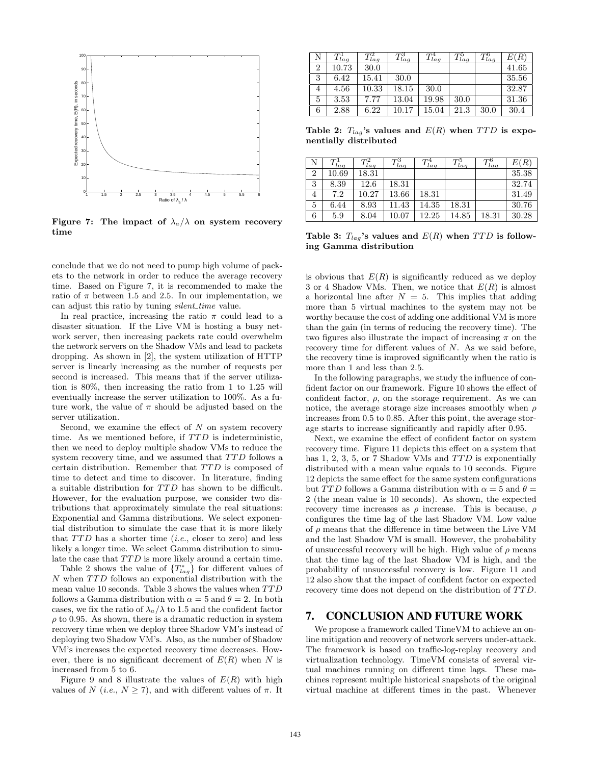Figure 7: The impact of $\lambda_a/\lambda$ on system recovery time

conclude that we do not need to pump high volume of packets to the network in order to reduce the average recovery time. Based on Figure 7, it is recommended to make the ratio of $\pi$ between 1.5 and 2.5. In our implementation, we can adjust this ratio by tuning *silent_time* value.

In real practice, increasing the ratio $\pi$ could lead to a disaster situation. If the Live VM is hosting a busy network server, then increasing packets rate could overwhelm the network servers on the Shadow VMs and lead to packets dropping. As shown in [2], the system utilization of HTTP server is linearly increasing as the number of requests per second is increased. This means that if the server utilization is 80%, then increasing the ratio from 1 to 1.25 will eventually increase the server utilization to 100%. As a future work, the value of $\pi$ should be adjusted based on the server utilization.

Second, we examine the effect of $N$ on system recovery time. As we mentioned before, if $TTD$ is indeterministic, then we need to deploy multiple shadow VMs to reduce the system recovery time, and we assumed that $TTD$ follows a certain distribution. Remember that $TTD$ is composed of time to detect and time to discover. In literature, finding a suitable distribution for $TTD$ has shown to be difficult. However, for the evaluation purpose, we consider two distributions that approximately simulate the real situations: Exponential and Gamma distributions. We select exponential distribution to simulate the case that it is more likely that $TTD$ has a shorter time (*i.e.*, closer to zero) and less likely a longer time. We select Gamma distribution to simulate the case that $TTD$ is more likely around a certain time.

Table 2 shows the value of $\{T^*_{lag}\}$ for different values of $N$ when $TTD$ follows an exponential distribution with the mean value 10 seconds. Table 3 shows the values when $TTD$ follows a Gamma distribution with $\alpha = 5$ and $\theta = 2$. In both cases, we fix the ratio of $\lambda_a/\lambda$ to 1.5 and the confident factor $\rho$ to 0.95. As shown, there is a dramatic reduction in system recovery time when we deploy three Shadow VM's instead of deploying two Shadow VM's. Also, as the number of Shadow VM's increases the expected recovery time decreases. However, there is no significant decrement of $E(R)$ when $N$ is increased from 5 to 6.

Figure 9 and 8 illustrate the values of $E(R)$ with high values of $N$ (*i.e.*, $N \geq 7$), and with different values of $\pi$. It

| N | $T^1_{lag}$ | $T^2_{lag}$ | $T^3_{lag}$ | $T^4_{lag}$ | $T^5_{lag}$ | $T^6_{lag}$ | $E(R)$ |
|---|---|---|---|---|---|---|---|
| 2 | 10.73 | 30.0 | | | | | 41.65 |
| 3 | 6.42 | 15.41 | 30.0 | | | | 35.56 |
| 4 | 4.56 | 10.33 | 18.15 | 30.0 | | | 32.87 |
| 5 | 3.53 | 7.77 | 13.04 | 19.98 | 30.0 | | 31.36 |
| 6 | 2.88 | 6.22 | 10.17 | 15.04 | 21.3 | 30.0 | 30.4 |

**Table 2: $T_{lag}$'s values and $E(R)$ when $TTD$ is exponentially distributed**

| N | $T^1_{lag}$ | $T^2_{lag}$ | $T^3_{lag}$ | $T^4_{lag}$ | $T^5_{lag}$ | $T^6_{lag}$ | $E(R)$ |
|---|---|---|---|---|---|---|---|
| 2 | 10.69 | 18.31 | | | | | 35.38 |
| 3 | 8.39 | 12.6 | 18.31 | | | | 32.74 |
| 4 | 7.2 | 10.27 | 13.66 | 18.31 | | | 31.49 |
| 5 | 6.44 | 8.93 | 11.43 | 14.35 | 18.31 | | 30.76 |
| 6 | 5.9 | 8.04 | 10.07 | 12.25 | 14.85 | 18.31 | 30.28 |

**Table 3: $T_{lag}$'s values and $E(R)$ when $TTD$ is following Gamma distribution**

is obvious that $E(R)$ is significantly reduced as we deploy 3 or 4 Shadow VMs. Then, we notice that $E(R)$ is almost a horizontal line after $N = 5$. This implies that adding more than 5 virtual machines to the system may not be worthy because the cost of adding one additional VM is more than the gain (in terms of reducing the recovery time). The two figures also illustrate the impact of increasing $\pi$ on the recovery time for different values of $N$. As we said before, the recovery time is improved significantly when the ratio is more than 1 and less than 2.5.

In the following paragraphs, we study the influence of confident factor on our framework. Figure 10 shows the effect of confident factor, $\rho$, on the storage requirement. As we can notice, the average storage size increases smoothly when $\rho$ increases from 0.5 to 0.85. After this point, the average storage starts to increase significantly and rapidly after 0.95.

Next, we examine the effect of confident factor on system recovery time. Figure 11 depicts this effect on a system that has 1, 2, 3, 5, or 7 Shadow VMs and $TTD$ is exponentially distributed with a mean value equals to 10 seconds. Figure 12 depicts the same effect for the same system configurations but $TTD$ follows a Gamma distribution with $\alpha = 5$ and $\theta = 2$ (the mean value is 10 seconds). As shown, the expected recovery time increases as $\rho$ increase. This is because, $\rho$ configures the time lag of the last Shadow VM. Low value of $\rho$ means that the difference in time between the Live VM and the last Shadow VM is small. However, the probability of unsuccessful recovery will be high. High value of $\rho$ means that the time lag of the last Shadow VM is high, and the probability of unsuccessful recovery is low. Figure 11 and 12 also show that the impact of confident factor on expected recovery time does not depend on the distribution of $TTD$.

## 7. CONCLUSION AND FUTURE WORK

We propose a framework called TimeVM to achieve an online mitigation and recovery of network servers under-attack. The framework is based on traffic-log-replay recovery and virtualization technology. TimeVM consists of several virtual machines running on different time lags. These machines represent multiple historical snapshots of the original virtual machine at different times in the past. Whenever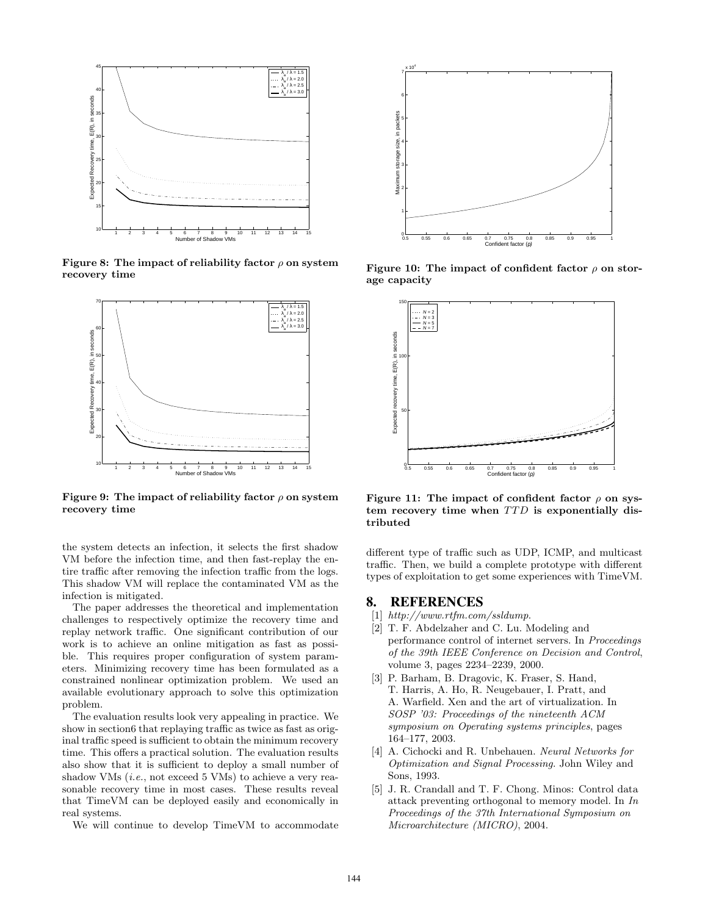Figure 8: The impact of reliability factor $\rho$ on system recovery time

Figure 9: The impact of reliability factor $\rho$ on system recovery time

Figure 10: The impact of confident factor $\rho$ on storage capacity

Figure 11: The impact of confident factor $\rho$ on system recovery time when $TTD$ is exponentially distributed

the system detects an infection, it selects the first shadow VM before the infection time, and then fast-replay the entire traffic after removing the infection traffic from the logs. This shadow VM will replace the contaminated VM as the infection is mitigated.

The paper addresses the theoretical and implementation challenges to respectively optimize the recovery time and replay network traffic. One significant contribution of our work is to achieve an online mitigation as fast as possible. This requires proper configuration of system parameters. Minimizing recovery time has been formulated as a constrained nonlinear optimization problem. We used an available evolutionary approach to solve this optimization problem.

The evaluation results look very appealing in practice. We show in section6 that replaying traffic as twice as fast as original traffic speed is sufficient to obtain the minimum recovery time. This offers a practical solution. The evaluation results also show that it is sufficient to deploy a small number of shadow VMs (*i.e.*, not exceed 5 VMs) to achieve a very reasonable recovery time in most cases. These results reveal that TimeVM can be deployed easily and economically in real systems.

We will continue to develop TimeVM to accommodate different type of traffic such as UDP, ICMP, and multicast traffic. Then, we build a complete prototype with different types of exploitation to get some experiences with TimeVM.

## 8. REFERENCES

[1] *http://www.rtfm.com/ssldump*.

[2] T. F. Abdelzaher and C. Lu. Modeling and performance control of internet servers. In *Proceedings of the 39th IEEE Conference on Decision and Control*, volume 3, pages 2234–2239, 2000.

[3] P. Barham, B. Dragovic, K. Fraser, S. Hand, T. Harris, A. Ho, R. Neugebauer, I. Pratt, and A. Warfield. Xen and the art of virtualization. In *SOSP '03: Proceedings of the nineteenth ACM symposium on Operating systems principles*, pages 164–177, 2003.

[4] A. Cichocki and R. Unbehauen. *Neural Networks for Optimization and Signal Processing*. John Wiley and Sons, 1993.

[5] J. R. Crandall and T. F. Chong. Minos: Control data attack preventing orthogonal to memory model. In *In Proceedings of the 37th International Symposium on Microarchitecture (MICRO)*, 2004.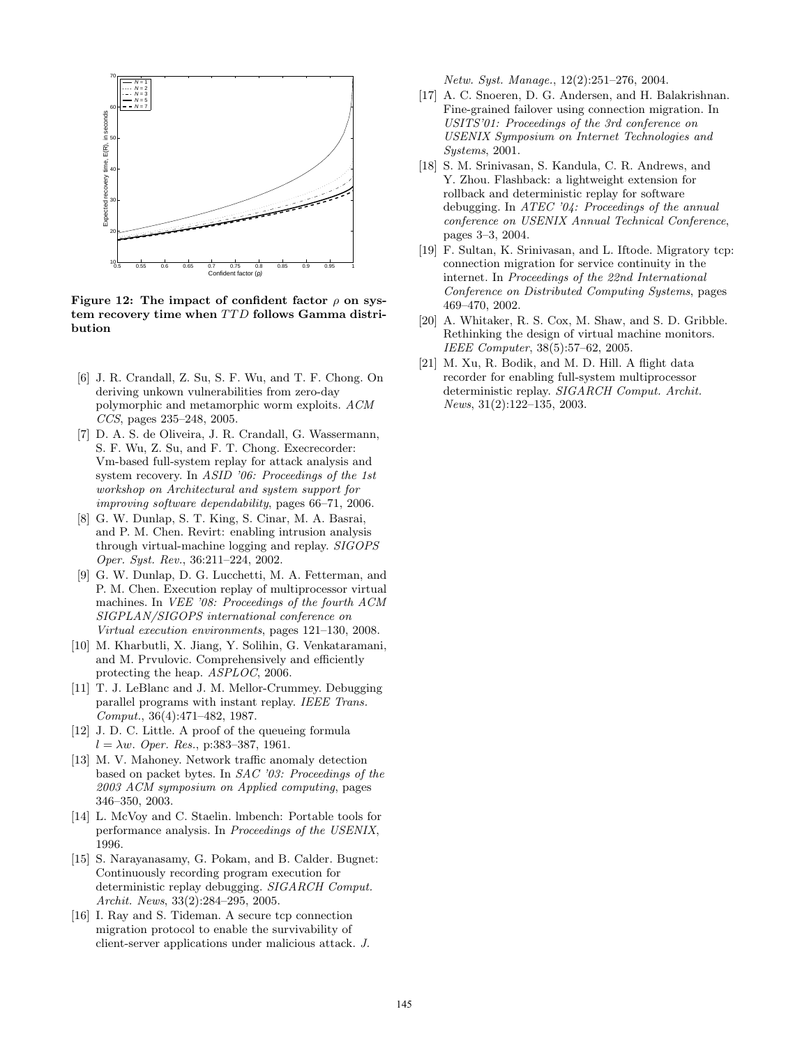70

60

50

40

30

20

10

0.5 0.55 0.6 0.65 0.7 0.75 0.8 0.85 0.9 0.95 1

Confident factor (ρ)

Expected recovery time, E(R), in seconds

N = 1
N = 2
N = 3
N = 5
N = 7

**Figure 12: The impact of confident factor $\rho$ on system recovery time when $TTD$ follows Gamma distribution**

[6] J. R. Crandall, Z. Su, S. F. Wu, and T. F. Chong. On deriving unkown vulnerabilities from zero-day polymorphic and metamorphic worm exploits. *ACM CCS*, pages 235–248, 2005.

[7] D. A. S. de Oliveira, J. R. Crandall, G. Wassermann, S. F. Wu, Z. Su, and F. T. Chong. Execrecorder: Vm-based full-system replay for attack analysis and system recovery. In *ASID '06: Proceedings of the 1st workshop on Architectural and system support for improving software dependability*, pages 66–71, 2006.

[8] G. W. Dunlap, S. T. King, S. Cinar, M. A. Basrai, and P. M. Chen. Revirt: enabling intrusion analysis through virtual-machine logging and replay. *SIGOPS Oper. Syst. Rev.*, 36:211–224, 2002.

[9] G. W. Dunlap, D. G. Lucchetti, M. A. Fetterman, and P. M. Chen. Execution replay of multiprocessor virtual machines. In *VEE '08: Proceedings of the fourth ACM SIGPLAN/SIGOPS international conference on Virtual execution environments*, pages 121–130, 2008.

[10] M. Kharbutli, X. Jiang, Y. Solihin, G. Venkataramani, and M. Prvulovic. Comprehensively and efficiently protecting the heap. *ASPLOC*, 2006.

[11] T. J. LeBlanc and J. M. Mellor-Crummey. Debugging parallel programs with instant replay. *IEEE Trans. Comput.*, 36(4):471–482, 1987.

[12] J. D. C. Little. A proof of the queueing formula $l = \lambda w$. *Oper. Res.*, p:383–387, 1961.

[13] M. V. Mahoney. Network traffic anomaly detection based on packet bytes. In *SAC '03: Proceedings of the 2003 ACM symposium on Applied computing*, pages 346–350, 2003.

[14] L. McVoy and C. Staelin. lmbench: Portable tools for performance analysis. In *Proceedings of the USENIX*, 1996.

[15] S. Narayanasamy, G. Pokam, and B. Calder. Bugnet: Continuously recording program execution for deterministic replay debugging. *SIGARCH Comput. Archit. News*, 33(2):284–295, 2005.

[16] I. Ray and S. Tideman. A secure tcp connection migration protocol to enable the survivability of client-server applications under malicious attack. *J. Netw. Syst. Manage.*, 12(2):251–276, 2004.

[17] A. C. Snoeren, D. G. Andersen, and H. Balakrishnan. Fine-grained failover using connection migration. In *USITS'01: Proceedings of the 3rd conference on USENIX Symposium on Internet Technologies and Systems*, 2001.

[18] S. M. Srinivasan, S. Kandula, C. R. Andrews, and Y. Zhou. Flashback: a lightweight extension for rollback and deterministic replay for software debugging. In *ATEC '04: Proceedings of the annual conference on USENIX Annual Technical Conference*, pages 3–3, 2004.

[19] F. Sultan, K. Srinivasan, and L. Iftode. Migratory tcp: connection migration for service continuity in the internet. In *Proceedings of the 22nd International Conference on Distributed Computing Systems*, pages 469–470, 2002.

[20] A. Whitaker, R. S. Cox, M. Shaw, and S. D. Gribble. Rethinking the design of virtual machine monitors. *IEEE Computer*, 38(5):57–62, 2005.

[21] M. Xu, R. Bodik, and M. D. Hill. A flight data recorder for enabling full-system multiprocessor deterministic replay. *SIGARCH Comput. Archit. News*, 31(2):122–135, 2003.